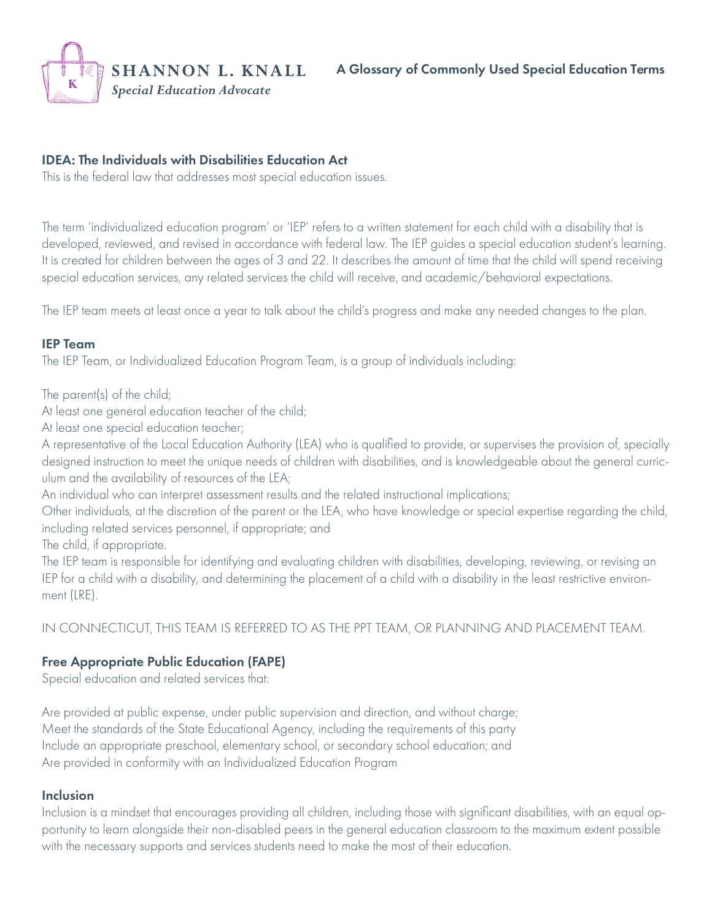**SHANNON L. KNALL**
*Special Education Advocate*

# A Glossary of Commonly Used Special Education Terms

## IDEA: The Individuals with Disabilities Education Act

This is the federal law that addresses most special education issues.

The term 'individualized education program' or 'IEP' refers to a written statement for each child with a disability that is developed, reviewed, and revised in accordance with federal law. The IEP guides a special education student's learning. It is created for children between the ages of 3 and 22. It describes the amount of time that the child will spend receiving special education services, any related services the child will receive, and academic/behavioral expectations.

The IEP team meets at least once a year to talk about the child's progress and make any needed changes to the plan.

## IEP Team

The IEP Team, or Individualized Education Program Team, is a group of individuals including:

The parent(s) of the child;
At least one general education teacher of the child;
At least one special education teacher;
A representative of the Local Education Authority (LEA) who is qualified to provide, or supervises the provision of, specially designed instruction to meet the unique needs of children with disabilities, and is knowledgeable about the general curriculum and the availability of resources of the LEA;
An individual who can interpret assessment results and the related instructional implications;
Other individuals, at the discretion of the parent or the LEA, who have knowledge or special expertise regarding the child, including related services personnel, if appropriate; and
The child, if appropriate.
The IEP team is responsible for identifying and evaluating children with disabilities, developing, reviewing, or revising an IEP for a child with a disability, and determining the placement of a child with a disability in the least restrictive environment (LRE).

IN CONNECTICUT, THIS TEAM IS REFERRED TO AS THE PPT TEAM, OR PLANNING AND PLACEMENT TEAM.

## Free Appropriate Public Education (FAPE)

Special education and related services that:

Are provided at public expense, under public supervision and direction, and without charge;
Meet the standards of the State Educational Agency, including the requirements of this party
Include an appropriate preschool, elementary school, or secondary school education; and
Are provided in conformity with an Individualized Education Program

## Inclusion

Inclusion is a mindset that encourages providing all children, including those with significant disabilities, with an equal opportunity to learn alongside their non-disabled peers in the general education classroom to the maximum extent possible with the necessary supports and services students need to make the most of their education.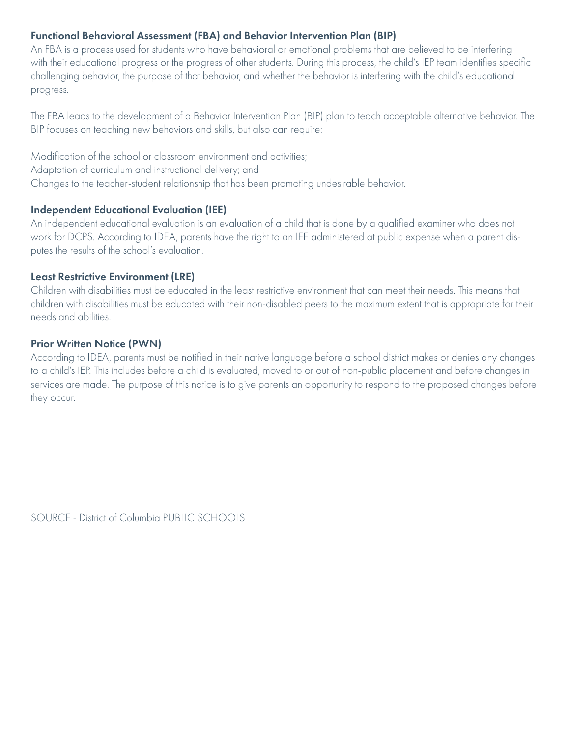### Functional Behavioral Assessment (FBA) and Behavior Intervention Plan (BIP)

An FBA is a process used for students who have behavioral or emotional problems that are believed to be interfering with their educational progress or the progress of other students. During this process, the child's IEP team identifies specific challenging behavior, the purpose of that behavior, and whether the behavior is interfering with the child's educational progress.

The FBA leads to the development of a Behavior Intervention Plan (BIP) plan to teach acceptable alternative behavior. The BIP focuses on teaching new behaviors and skills, but also can require:

Modification of the school or classroom environment and activities;
Adaptation of curriculum and instructional delivery; and
Changes to the teacher-student relationship that has been promoting undesirable behavior.

### Independent Educational Evaluation (IEE)

An independent educational evaluation is an evaluation of a child that is done by a qualified examiner who does not work for DCPS. According to IDEA, parents have the right to an IEE administered at public expense when a parent disputes the results of the school's evaluation.

### Least Restrictive Environment (LRE)

Children with disabilities must be educated in the least restrictive environment that can meet their needs. This means that children with disabilities must be educated with their non-disabled peers to the maximum extent that is appropriate for their needs and abilities.

### Prior Written Notice (PWN)

According to IDEA, parents must be notified in their native language before a school district makes or denies any changes to a child's IEP. This includes before a child is evaluated, moved to or out of non-public placement and before changes in services are made. The purpose of this notice is to give parents an opportunity to respond to the proposed changes before they occur.

SOURCE - District of Columbia PUBLIC SCHOOLS